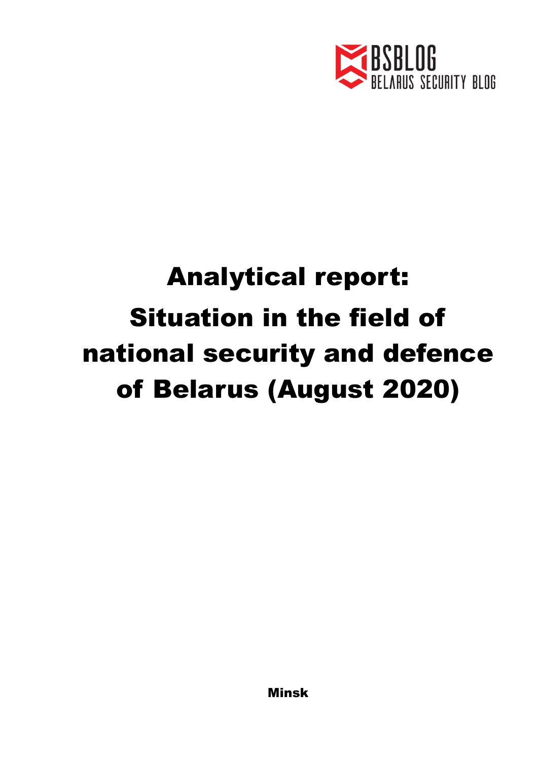BSBLOG
BELARUS SECURITY BLOG

# Analytical report: Situation in the field of national security and defence of Belarus (August 2020)

**Minsk**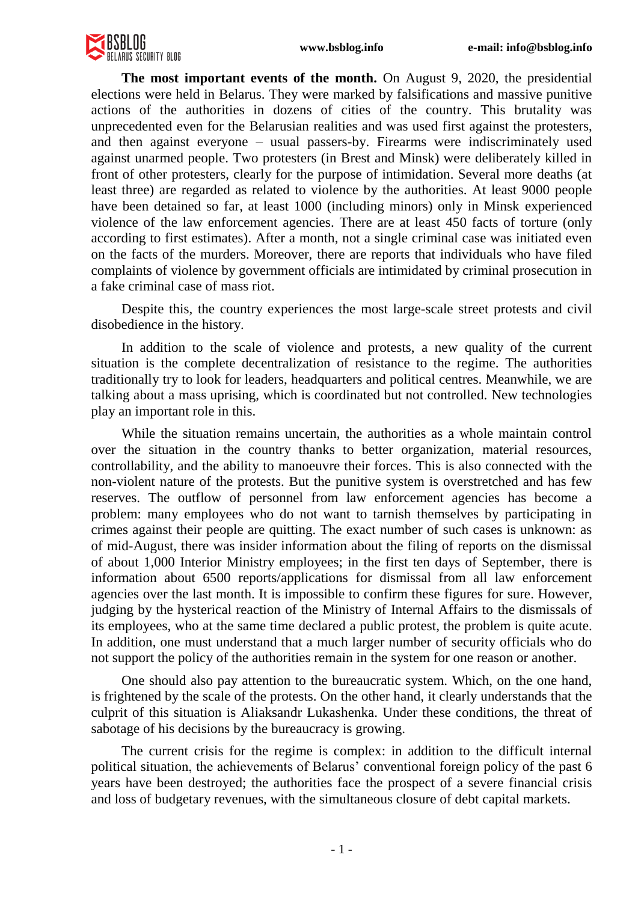**The most important events of the month.** On August 9, 2020, the presidential elections were held in Belarus. They were marked by falsifications and massive punitive actions of the authorities in dozens of cities of the country. This brutality was unprecedented even for the Belarusian realities and was used first against the protesters, and then against everyone – usual passers-by. Firearms were indiscriminately used against unarmed people. Two protesters (in Brest and Minsk) were deliberately killed in front of other protesters, clearly for the purpose of intimidation. Several more deaths (at least three) are regarded as related to violence by the authorities. At least 9000 people have been detained so far, at least 1000 (including minors) only in Minsk experienced violence of the law enforcement agencies. There are at least 450 facts of torture (only according to first estimates). After a month, not a single criminal case was initiated even on the facts of the murders. Moreover, there are reports that individuals who have filed complaints of violence by government officials are intimidated by criminal prosecution in a fake criminal case of mass riot.

Despite this, the country experiences the most large-scale street protests and civil disobedience in the history.

In addition to the scale of violence and protests, a new quality of the current situation is the complete decentralization of resistance to the regime. The authorities traditionally try to look for leaders, headquarters and political centres. Meanwhile, we are talking about a mass uprising, which is coordinated but not controlled. New technologies play an important role in this.

While the situation remains uncertain, the authorities as a whole maintain control over the situation in the country thanks to better organization, material resources, controllability, and the ability to manoeuvre their forces. This is also connected with the non-violent nature of the protests. But the punitive system is overstretched and has few reserves. The outflow of personnel from law enforcement agencies has become a problem: many employees who do not want to tarnish themselves by participating in crimes against their people are quitting. The exact number of such cases is unknown: as of mid-August, there was insider information about the filing of reports on the dismissal of about 1,000 Interior Ministry employees; in the first ten days of September, there is information about 6500 reports/applications for dismissal from all law enforcement agencies over the last month. It is impossible to confirm these figures for sure. However, judging by the hysterical reaction of the Ministry of Internal Affairs to the dismissals of its employees, who at the same time declared a public protest, the problem is quite acute. In addition, one must understand that a much larger number of security officials who do not support the policy of the authorities remain in the system for one reason or another.

One should also pay attention to the bureaucratic system. Which, on the one hand, is frightened by the scale of the protests. On the other hand, it clearly understands that the culprit of this situation is Aliaksandr Lukashenka. Under these conditions, the threat of sabotage of his decisions by the bureaucracy is growing.

The current crisis for the regime is complex: in addition to the difficult internal political situation, the achievements of Belarus' conventional foreign policy of the past 6 years have been destroyed; the authorities face the prospect of a severe financial crisis and loss of budgetary revenues, with the simultaneous closure of debt capital markets.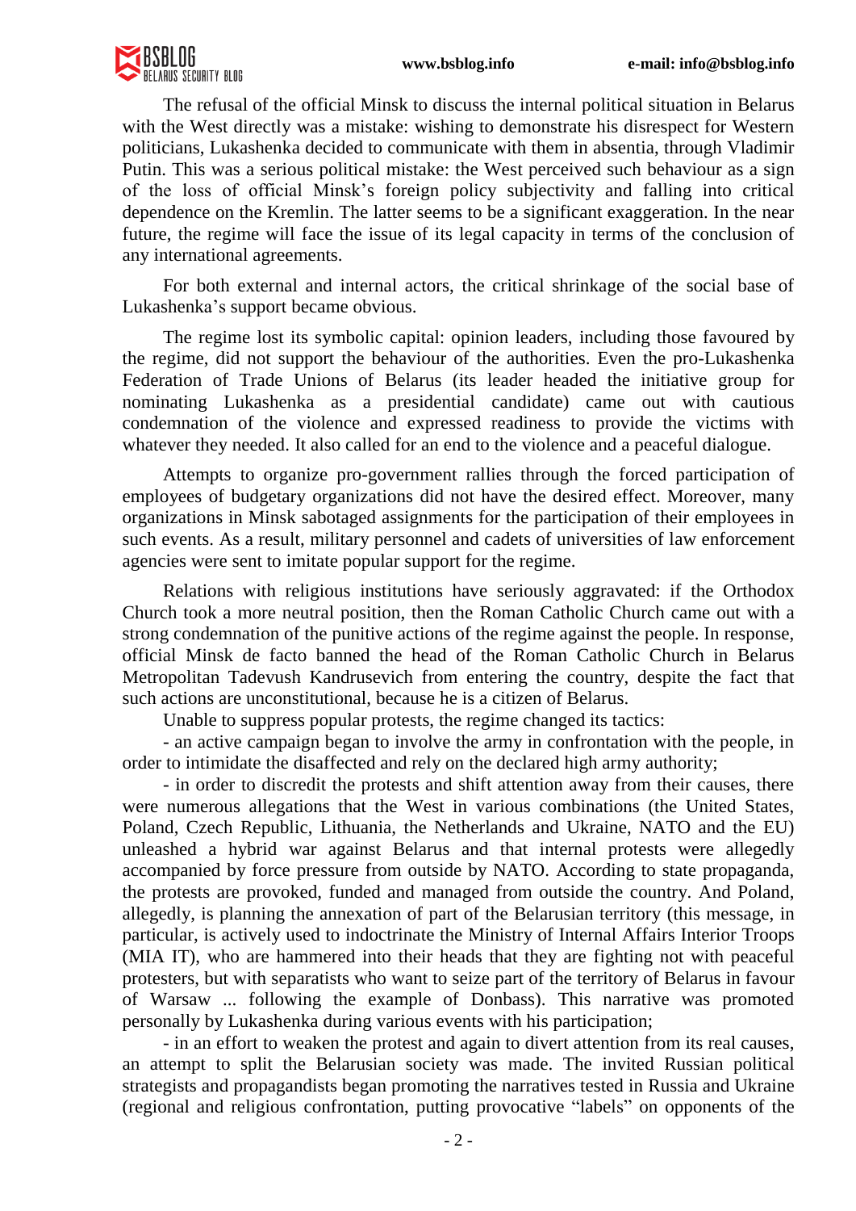The refusal of the official Minsk to discuss the internal political situation in Belarus with the West directly was a mistake: wishing to demonstrate his disrespect for Western politicians, Lukashenka decided to communicate with them in absentia, through Vladimir Putin. This was a serious political mistake: the West perceived such behaviour as a sign of the loss of official Minsk's foreign policy subjectivity and falling into critical dependence on the Kremlin. The latter seems to be a significant exaggeration. In the near future, the regime will face the issue of its legal capacity in terms of the conclusion of any international agreements.

For both external and internal actors, the critical shrinkage of the social base of Lukashenka's support became obvious.

The regime lost its symbolic capital: opinion leaders, including those favoured by the regime, did not support the behaviour of the authorities. Even the pro-Lukashenka Federation of Trade Unions of Belarus (its leader headed the initiative group for nominating Lukashenka as a presidential candidate) came out with cautious condemnation of the violence and expressed readiness to provide the victims with whatever they needed. It also called for an end to the violence and a peaceful dialogue.

Attempts to organize pro-government rallies through the forced participation of employees of budgetary organizations did not have the desired effect. Moreover, many organizations in Minsk sabotaged assignments for the participation of their employees in such events. As a result, military personnel and cadets of universities of law enforcement agencies were sent to imitate popular support for the regime.

Relations with religious institutions have seriously aggravated: if the Orthodox Church took a more neutral position, then the Roman Catholic Church came out with a strong condemnation of the punitive actions of the regime against the people. In response, official Minsk de facto banned the head of the Roman Catholic Church in Belarus Metropolitan Tadevush Kandrusevich from entering the country, despite the fact that such actions are unconstitutional, because he is a citizen of Belarus.

Unable to suppress popular protests, the regime changed its tactics:

- an active campaign began to involve the army in confrontation with the people, in order to intimidate the disaffected and rely on the declared high army authority;

- in order to discredit the protests and shift attention away from their causes, there were numerous allegations that the West in various combinations (the United States, Poland, Czech Republic, Lithuania, the Netherlands and Ukraine, NATO and the EU) unleashed a hybrid war against Belarus and that internal protests were allegedly accompanied by force pressure from outside by NATO. According to state propaganda, the protests are provoked, funded and managed from outside the country. And Poland, allegedly, is planning the annexation of part of the Belarusian territory (this message, in particular, is actively used to indoctrinate the Ministry of Internal Affairs Interior Troops (MIA IT), who are hammered into their heads that they are fighting not with peaceful protesters, but with separatists who want to seize part of the territory of Belarus in favour of Warsaw ... following the example of Donbass). This narrative was promoted personally by Lukashenka during various events with his participation;

- in an effort to weaken the protest and again to divert attention from its real causes, an attempt to split the Belarusian society was made. The invited Russian political strategists and propagandists began promoting the narratives tested in Russia and Ukraine (regional and religious confrontation, putting provocative "labels" on opponents of the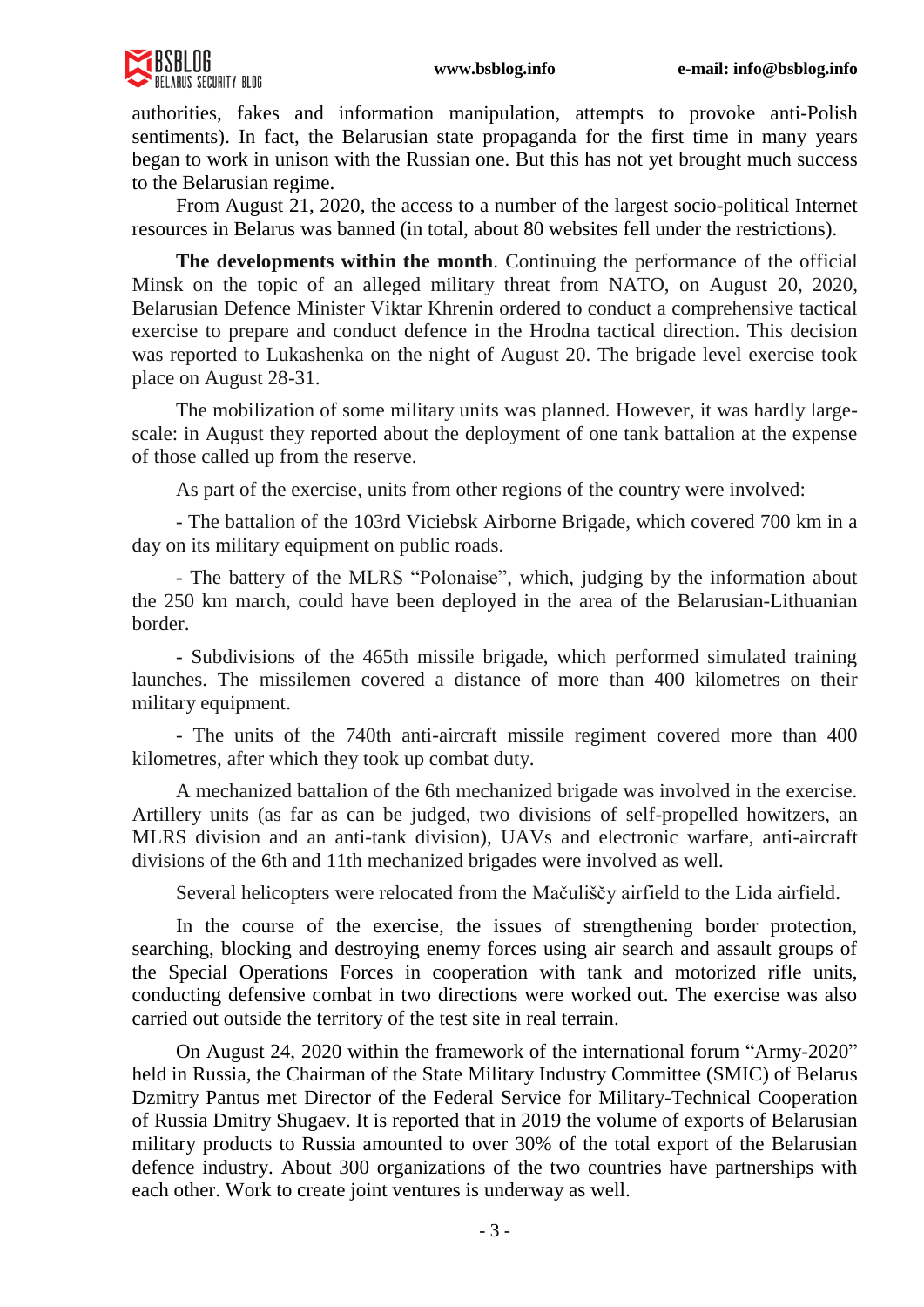authorities, fakes and information manipulation, attempts to provoke anti-Polish sentiments). In fact, the Belarusian state propaganda for the first time in many years began to work in unison with the Russian one. But this has not yet brought much success to the Belarusian regime.

From August 21, 2020, the access to a number of the largest socio-political Internet resources in Belarus was banned (in total, about 80 websites fell under the restrictions).

**The developments within the month**. Continuing the performance of the official Minsk on the topic of an alleged military threat from NATO, on August 20, 2020, Belarusian Defence Minister Viktar Khrenin ordered to conduct a comprehensive tactical exercise to prepare and conduct defence in the Hrodna tactical direction. This decision was reported to Lukashenka on the night of August 20. The brigade level exercise took place on August 28-31.

The mobilization of some military units was planned. However, it was hardly large-scale: in August they reported about the deployment of one tank battalion at the expense of those called up from the reserve.

As part of the exercise, units from other regions of the country were involved:

- The battalion of the 103rd Viciebsk Airborne Brigade, which covered 700 km in a day on its military equipment on public roads.

- The battery of the MLRS "Polonaise", which, judging by the information about the 250 km march, could have been deployed in the area of the Belarusian-Lithuanian border.

- Subdivisions of the 465th missile brigade, which performed simulated training launches. The missilemen covered a distance of more than 400 kilometres on their military equipment.

- The units of the 740th anti-aircraft missile regiment covered more than 400 kilometres, after which they took up combat duty.

A mechanized battalion of the 6th mechanized brigade was involved in the exercise. Artillery units (as far as can be judged, two divisions of self-propelled howitzers, an MLRS division and an anti-tank division), UAVs and electronic warfare, anti-aircraft divisions of the 6th and 11th mechanized brigades were involved as well.

Several helicopters were relocated from the Mačuliščy airfield to the Lida airfield.

In the course of the exercise, the issues of strengthening border protection, searching, blocking and destroying enemy forces using air search and assault groups of the Special Operations Forces in cooperation with tank and motorized rifle units, conducting defensive combat in two directions were worked out. The exercise was also carried out outside the territory of the test site in real terrain.

On August 24, 2020 within the framework of the international forum "Army-2020" held in Russia, the Chairman of the State Military Industry Committee (SMIC) of Belarus Dzmitry Pantus met Director of the Federal Service for Military-Technical Cooperation of Russia Dmitry Shugaev. It is reported that in 2019 the volume of exports of Belarusian military products to Russia amounted to over 30% of the total export of the Belarusian defence industry. About 300 organizations of the two countries have partnerships with each other. Work to create joint ventures is underway as well.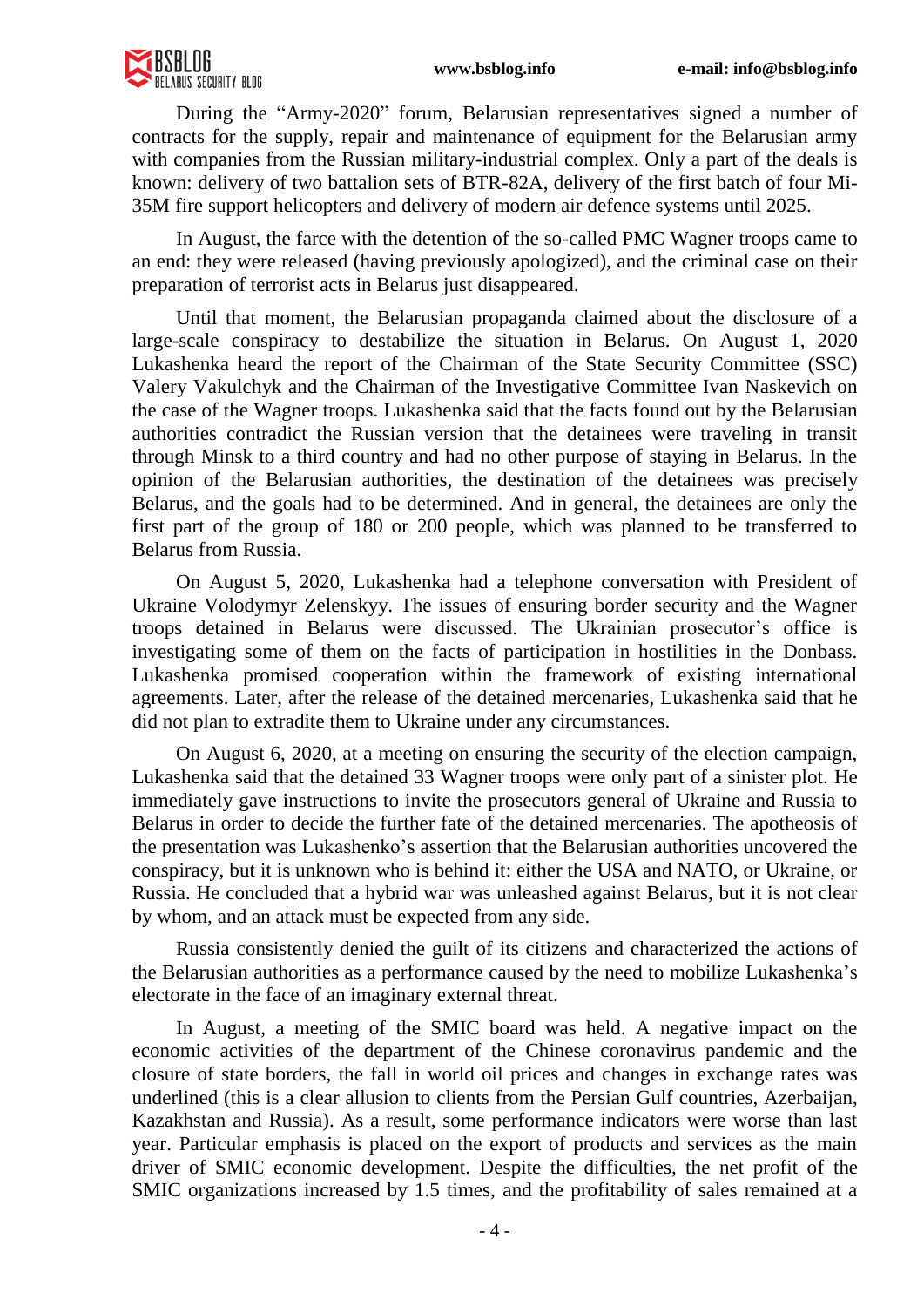During the "Army-2020" forum, Belarusian representatives signed a number of contracts for the supply, repair and maintenance of equipment for the Belarusian army with companies from the Russian military-industrial complex. Only a part of the deals is known: delivery of two battalion sets of BTR-82A, delivery of the first batch of four Mi-35M fire support helicopters and delivery of modern air defence systems until 2025.

In August, the farce with the detention of the so-called PMC Wagner troops came to an end: they were released (having previously apologized), and the criminal case on their preparation of terrorist acts in Belarus just disappeared.

Until that moment, the Belarusian propaganda claimed about the disclosure of a large-scale conspiracy to destabilize the situation in Belarus. On August 1, 2020 Lukashenka heard the report of the Chairman of the State Security Committee (SSC) Valery Vakulchyk and the Chairman of the Investigative Committee Ivan Naskevich on the case of the Wagner troops. Lukashenka said that the facts found out by the Belarusian authorities contradict the Russian version that the detainees were traveling in transit through Minsk to a third country and had no other purpose of staying in Belarus. In the opinion of the Belarusian authorities, the destination of the detainees was precisely Belarus, and the goals had to be determined. And in general, the detainees are only the first part of the group of 180 or 200 people, which was planned to be transferred to Belarus from Russia.

On August 5, 2020, Lukashenka had a telephone conversation with President of Ukraine Volodymyr Zelenskyy. The issues of ensuring border security and the Wagner troops detained in Belarus were discussed. The Ukrainian prosecutor's office is investigating some of them on the facts of participation in hostilities in the Donbass. Lukashenka promised cooperation within the framework of existing international agreements. Later, after the release of the detained mercenaries, Lukashenka said that he did not plan to extradite them to Ukraine under any circumstances.

On August 6, 2020, at a meeting on ensuring the security of the election campaign, Lukashenka said that the detained 33 Wagner troops were only part of a sinister plot. He immediately gave instructions to invite the prosecutors general of Ukraine and Russia to Belarus in order to decide the further fate of the detained mercenaries. The apotheosis of the presentation was Lukashenko's assertion that the Belarusian authorities uncovered the conspiracy, but it is unknown who is behind it: either the USA and NATO, or Ukraine, or Russia. He concluded that a hybrid war was unleashed against Belarus, but it is not clear by whom, and an attack must be expected from any side.

Russia consistently denied the guilt of its citizens and characterized the actions of the Belarusian authorities as a performance caused by the need to mobilize Lukashenka's electorate in the face of an imaginary external threat.

In August, a meeting of the SMIC board was held. A negative impact on the economic activities of the department of the Chinese coronavirus pandemic and the closure of state borders, the fall in world oil prices and changes in exchange rates was underlined (this is a clear allusion to clients from the Persian Gulf countries, Azerbaijan, Kazakhstan and Russia). As a result, some performance indicators were worse than last year. Particular emphasis is placed on the export of products and services as the main driver of SMIC economic development. Despite the difficulties, the net profit of the SMIC organizations increased by 1.5 times, and the profitability of sales remained at a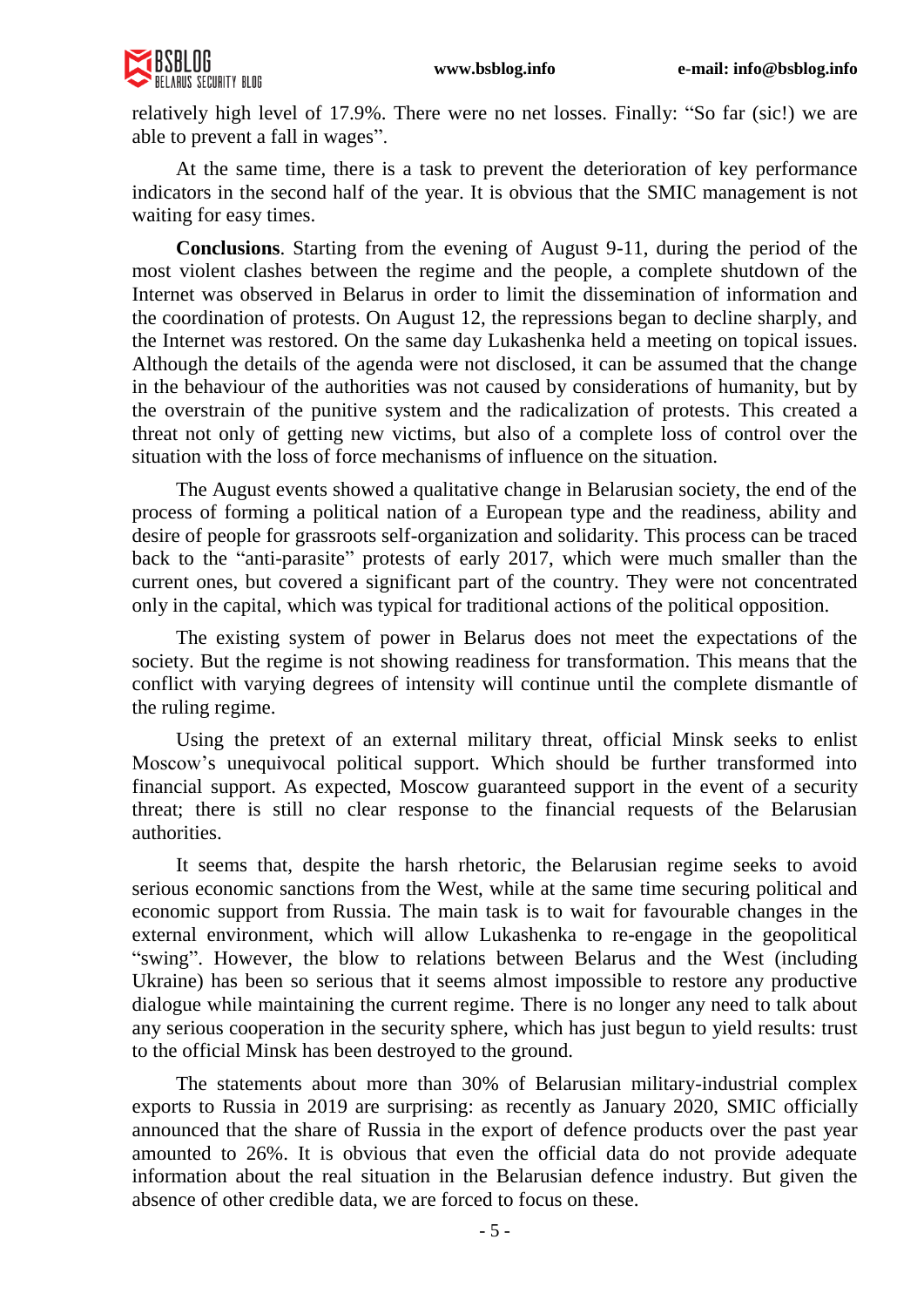relatively high level of 17.9%. There were no net losses. Finally: "So far (sic!) we are able to prevent a fall in wages".

At the same time, there is a task to prevent the deterioration of key performance indicators in the second half of the year. It is obvious that the SMIC management is not waiting for easy times.

**Conclusions**. Starting from the evening of August 9-11, during the period of the most violent clashes between the regime and the people, a complete shutdown of the Internet was observed in Belarus in order to limit the dissemination of information and the coordination of protests. On August 12, the repressions began to decline sharply, and the Internet was restored. On the same day Lukashenka held a meeting on topical issues. Although the details of the agenda were not disclosed, it can be assumed that the change in the behaviour of the authorities was not caused by considerations of humanity, but by the overstrain of the punitive system and the radicalization of protests. This created a threat not only of getting new victims, but also of a complete loss of control over the situation with the loss of force mechanisms of influence on the situation.

The August events showed a qualitative change in Belarusian society, the end of the process of forming a political nation of a European type and the readiness, ability and desire of people for grassroots self-organization and solidarity. This process can be traced back to the "anti-parasite" protests of early 2017, which were much smaller than the current ones, but covered a significant part of the country. They were not concentrated only in the capital, which was typical for traditional actions of the political opposition.

The existing system of power in Belarus does not meet the expectations of the society. But the regime is not showing readiness for transformation. This means that the conflict with varying degrees of intensity will continue until the complete dismantle of the ruling regime.

Using the pretext of an external military threat, official Minsk seeks to enlist Moscow's unequivocal political support. Which should be further transformed into financial support. As expected, Moscow guaranteed support in the event of a security threat; there is still no clear response to the financial requests of the Belarusian authorities.

It seems that, despite the harsh rhetoric, the Belarusian regime seeks to avoid serious economic sanctions from the West, while at the same time securing political and economic support from Russia. The main task is to wait for favourable changes in the external environment, which will allow Lukashenka to re-engage in the geopolitical "swing". However, the blow to relations between Belarus and the West (including Ukraine) has been so serious that it seems almost impossible to restore any productive dialogue while maintaining the current regime. There is no longer any need to talk about any serious cooperation in the security sphere, which has just begun to yield results: trust to the official Minsk has been destroyed to the ground.

The statements about more than 30% of Belarusian military-industrial complex exports to Russia in 2019 are surprising: as recently as January 2020, SMIC officially announced that the share of Russia in the export of defence products over the past year amounted to 26%. It is obvious that even the official data do not provide adequate information about the real situation in the Belarusian defence industry. But given the absence of other credible data, we are forced to focus on these.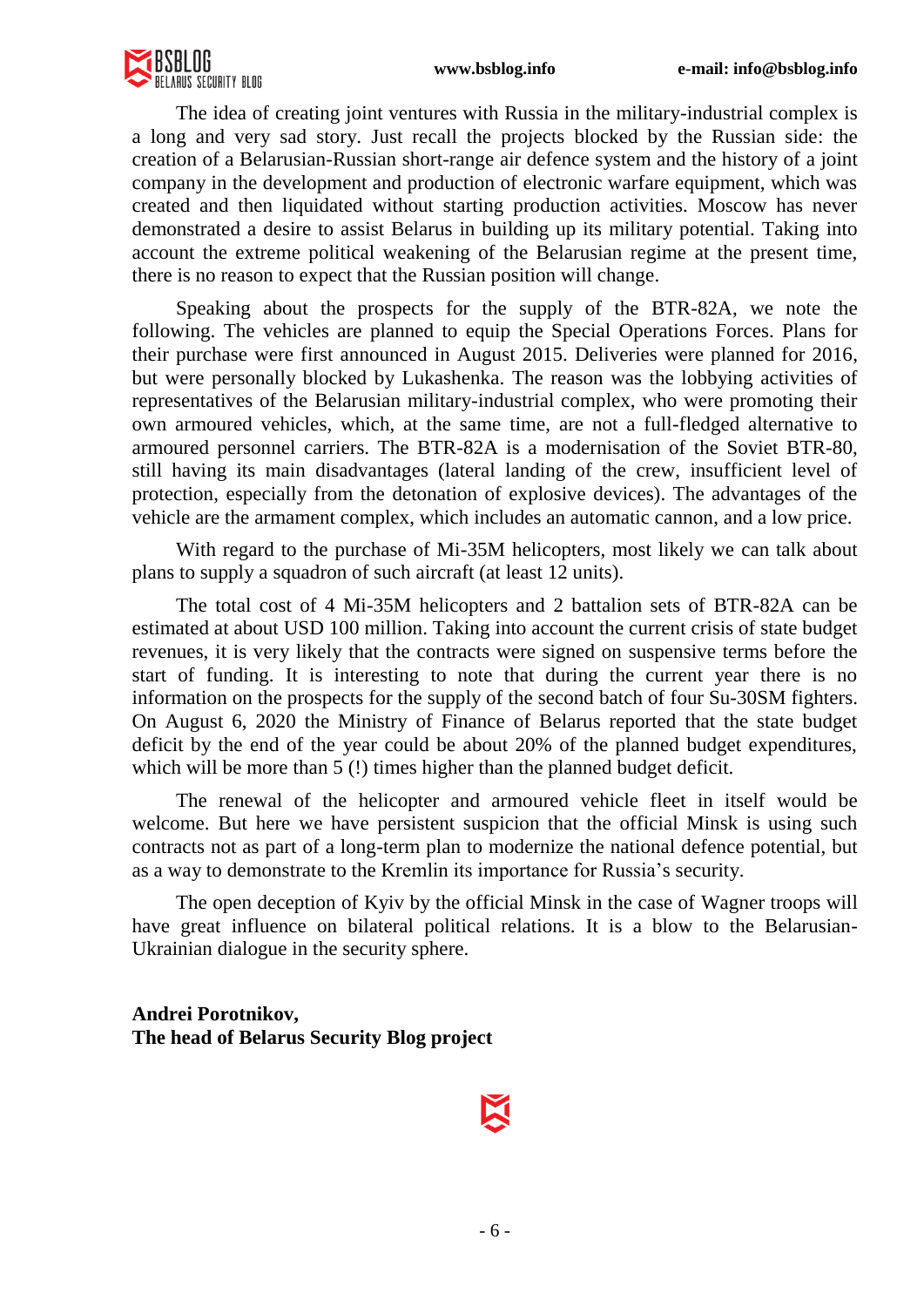The idea of creating joint ventures with Russia in the military-industrial complex is a long and very sad story. Just recall the projects blocked by the Russian side: the creation of a Belarusian-Russian short-range air defence system and the history of a joint company in the development and production of electronic warfare equipment, which was created and then liquidated without starting production activities. Moscow has never demonstrated a desire to assist Belarus in building up its military potential. Taking into account the extreme political weakening of the Belarusian regime at the present time, there is no reason to expect that the Russian position will change.

Speaking about the prospects for the supply of the BTR-82A, we note the following. The vehicles are planned to equip the Special Operations Forces. Plans for their purchase were first announced in August 2015. Deliveries were planned for 2016, but were personally blocked by Lukashenka. The reason was the lobbying activities of representatives of the Belarusian military-industrial complex, who were promoting their own armoured vehicles, which, at the same time, are not a full-fledged alternative to armoured personnel carriers. The BTR-82A is a modernisation of the Soviet BTR-80, still having its main disadvantages (lateral landing of the crew, insufficient level of protection, especially from the detonation of explosive devices). The advantages of the vehicle are the armament complex, which includes an automatic cannon, and a low price.

With regard to the purchase of Mi-35M helicopters, most likely we can talk about plans to supply a squadron of such aircraft (at least 12 units).

The total cost of 4 Mi-35M helicopters and 2 battalion sets of BTR-82A can be estimated at about USD 100 million. Taking into account the current crisis of state budget revenues, it is very likely that the contracts were signed on suspensive terms before the start of funding. It is interesting to note that during the current year there is no information on the prospects for the supply of the second batch of four Su-30SM fighters. On August 6, 2020 the Ministry of Finance of Belarus reported that the state budget deficit by the end of the year could be about 20% of the planned budget expenditures, which will be more than 5 (!) times higher than the planned budget deficit.

The renewal of the helicopter and armoured vehicle fleet in itself would be welcome. But here we have persistent suspicion that the official Minsk is using such contracts not as part of a long-term plan to modernize the national defence potential, but as a way to demonstrate to the Kremlin its importance for Russia's security.

The open deception of Kyiv by the official Minsk in the case of Wagner troops will have great influence on bilateral political relations. It is a blow to the Belarusian-Ukrainian dialogue in the security sphere.

**Andrei Porotnikov,**
**The head of Belarus Security Blog project**